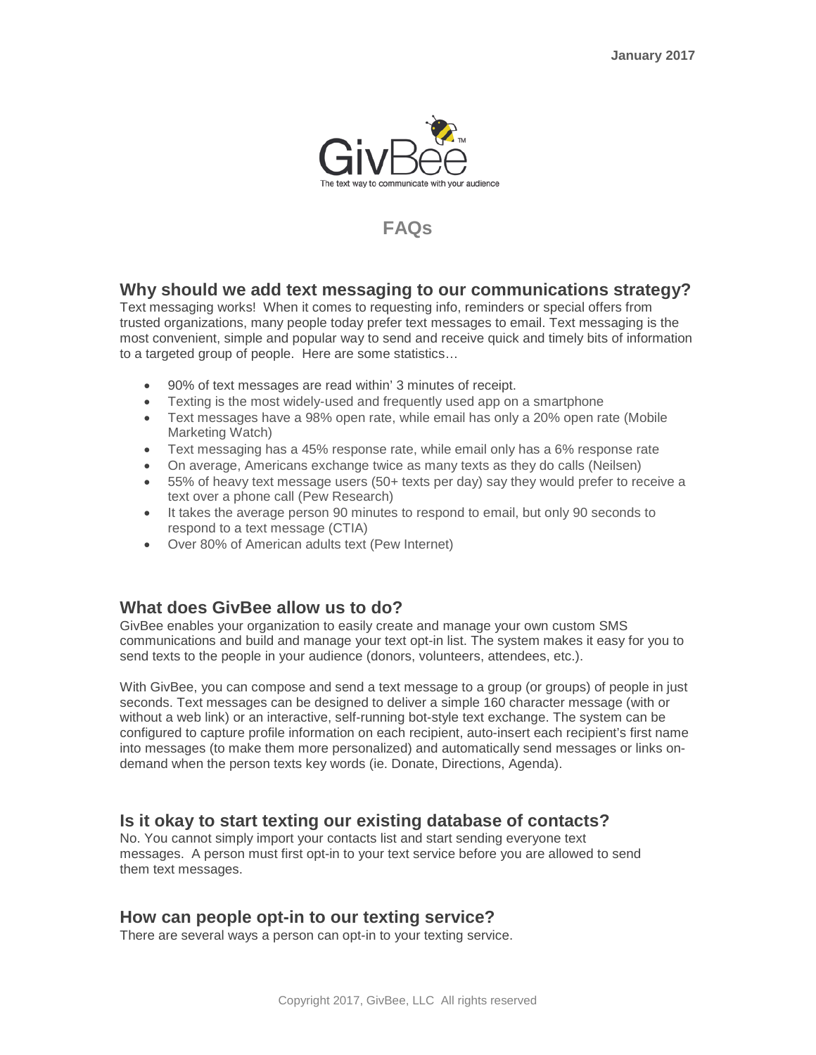January 2017

GivBee™

The text way to communicate with your audience

# FAQs

## Why should we add text messaging to our communications strategy?

Text messaging works! When it comes to requesting info, reminders or special offers from trusted organizations, many people today prefer text messages to email. Text messaging is the most convenient, simple and popular way to send and receive quick and timely bits of information to a targeted group of people. Here are some statistics…

- 90% of text messages are read within' 3 minutes of receipt.
- Texting is the most widely-used and frequently used app on a smartphone
- Text messages have a 98% open rate, while email has only a 20% open rate (Mobile Marketing Watch)
- Text messaging has a 45% response rate, while email only has a 6% response rate
- On average, Americans exchange twice as many texts as they do calls (Neilsen)
- 55% of heavy text message users (50+ texts per day) say they would prefer to receive a text over a phone call (Pew Research)
- It takes the average person 90 minutes to respond to email, but only 90 seconds to respond to a text message (CTIA)
- Over 80% of American adults text (Pew Internet)

## What does GivBee allow us to do?

GivBee enables your organization to easily create and manage your own custom SMS communications and build and manage your text opt-in list. The system makes it easy for you to send texts to the people in your audience (donors, volunteers, attendees, etc.).

With GivBee, you can compose and send a text message to a group (or groups) of people in just seconds. Text messages can be designed to deliver a simple 160 character message (with or without a web link) or an interactive, self-running bot-style text exchange. The system can be configured to capture profile information on each recipient, auto-insert each recipient's first name into messages (to make them more personalized) and automatically send messages or links on-demand when the person texts key words (ie. Donate, Directions, Agenda).

## Is it okay to start texting our existing database of contacts?

No. You cannot simply import your contacts list and start sending everyone text messages. A person must first opt-in to your text service before you are allowed to send them text messages.

## How can people opt-in to our texting service?

There are several ways a person can opt-in to your texting service.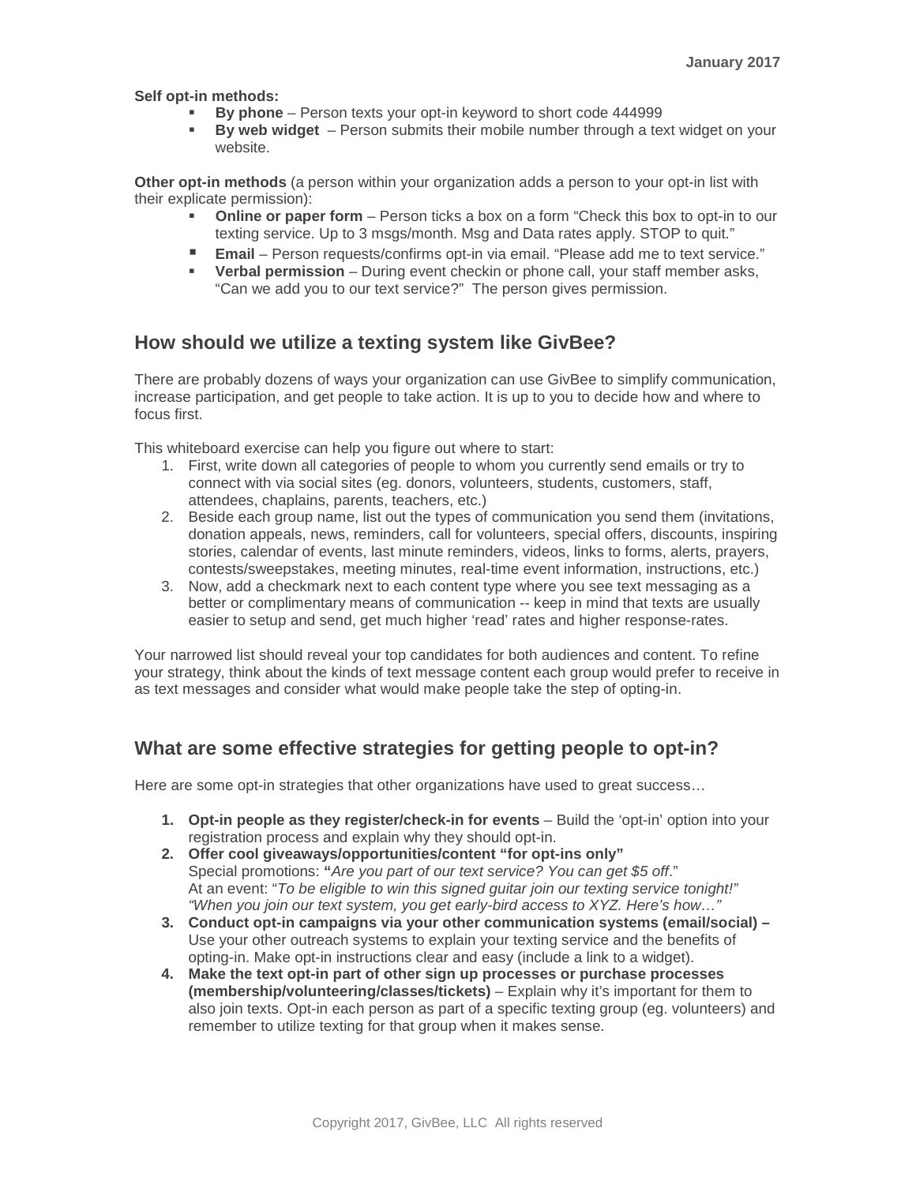**Self opt-in methods:**

- **By phone** – Person texts your opt-in keyword to short code 444999
- **By web widget** – Person submits their mobile number through a text widget on your website.

**Other opt-in methods** (a person within your organization adds a person to your opt-in list with their explicate permission):

- **Online or paper form** – Person ticks a box on a form "Check this box to opt-in to our texting service. Up to 3 msgs/month. Msg and Data rates apply. STOP to quit."
- **Email** – Person requests/confirms opt-in via email. "Please add me to text service."
- **Verbal permission** – During event checkin or phone call, your staff member asks, "Can we add you to our text service?" The person gives permission.

## How should we utilize a texting system like GivBee?

There are probably dozens of ways your organization can use GivBee to simplify communication, increase participation, and get people to take action. It is up to you to decide how and where to focus first.

This whiteboard exercise can help you figure out where to start:

1. First, write down all categories of people to whom you currently send emails or try to connect with via social sites (eg. donors, volunteers, students, customers, staff, attendees, chaplains, parents, teachers, etc.)
2. Beside each group name, list out the types of communication you send them (invitations, donation appeals, news, reminders, call for volunteers, special offers, discounts, inspiring stories, calendar of events, last minute reminders, videos, links to forms, alerts, prayers, contests/sweepstakes, meeting minutes, real-time event information, instructions, etc.)
3. Now, add a checkmark next to each content type where you see text messaging as a better or complimentary means of communication -- keep in mind that texts are usually easier to setup and send, get much higher 'read' rates and higher response-rates.

Your narrowed list should reveal your top candidates for both audiences and content. To refine your strategy, think about the kinds of text message content each group would prefer to receive in as text messages and consider what would make people take the step of opting-in.

## What are some effective strategies for getting people to opt-in?

Here are some opt-in strategies that other organizations have used to great success…

1. **Opt-in people as they register/check-in for events** – Build the 'opt-in' option into your registration process and explain why they should opt-in.
2. **Offer cool giveaways/opportunities/content "for opt-ins only"**
   Special promotions: **"***Are you part of our text service? You can get $5 off*."
   At an event: "*To be eligible to win this signed guitar join our texting service tonight!"*
   *"When you join our text system, you get early-bird access to XYZ. Here's how…"*
3. **Conduct opt-in campaigns via your other communication systems (email/social) –** Use your other outreach systems to explain your texting service and the benefits of opting-in. Make opt-in instructions clear and easy (include a link to a widget).
4. **Make the text opt-in part of other sign up processes or purchase processes (membership/volunteering/classes/tickets)** – Explain why it's important for them to also join texts. Opt-in each person as part of a specific texting group (eg. volunteers) and remember to utilize texting for that group when it makes sense.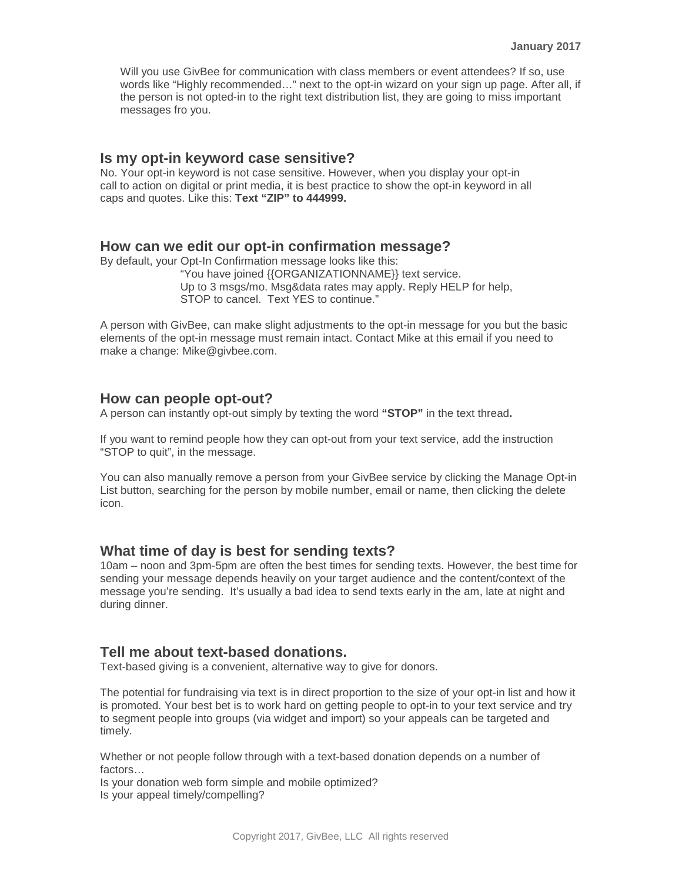Will you use GivBee for communication with class members or event attendees? If so, use words like "Highly recommended…" next to the opt-in wizard on your sign up page. After all, if the person is not opted-in to the right text distribution list, they are going to miss important messages fro you.

## Is my opt-in keyword case sensitive?

No. Your opt-in keyword is not case sensitive. However, when you display your opt-in call to action on digital or print media, it is best practice to show the opt-in keyword in all caps and quotes. Like this: **Text "ZIP" to 444999.**

## How can we edit our opt-in confirmation message?

By default, your Opt-In Confirmation message looks like this:

"You have joined {{ORGANIZATIONNAME}} text service.
Up to 3 msgs/mo. Msg&data rates may apply. Reply HELP for help,
STOP to cancel. Text YES to continue."

A person with GivBee, can make slight adjustments to the opt-in message for you but the basic elements of the opt-in message must remain intact. Contact Mike at this email if you need to make a change: Mike@givbee.com.

## How can people opt-out?

A person can instantly opt-out simply by texting the word **"STOP"** in the text thread**.**

If you want to remind people how they can opt-out from your text service, add the instruction "STOP to quit", in the message.

You can also manually remove a person from your GivBee service by clicking the Manage Opt-in List button, searching for the person by mobile number, email or name, then clicking the delete icon.

## What time of day is best for sending texts?

10am – noon and 3pm-5pm are often the best times for sending texts. However, the best time for sending your message depends heavily on your target audience and the content/context of the message you're sending. It's usually a bad idea to send texts early in the am, late at night and during dinner.

## Tell me about text-based donations.

Text-based giving is a convenient, alternative way to give for donors.

The potential for fundraising via text is in direct proportion to the size of your opt-in list and how it is promoted. Your best bet is to work hard on getting people to opt-in to your text service and try to segment people into groups (via widget and import) so your appeals can be targeted and timely.

Whether or not people follow through with a text-based donation depends on a number of factors…
Is your donation web form simple and mobile optimized?
Is your appeal timely/compelling?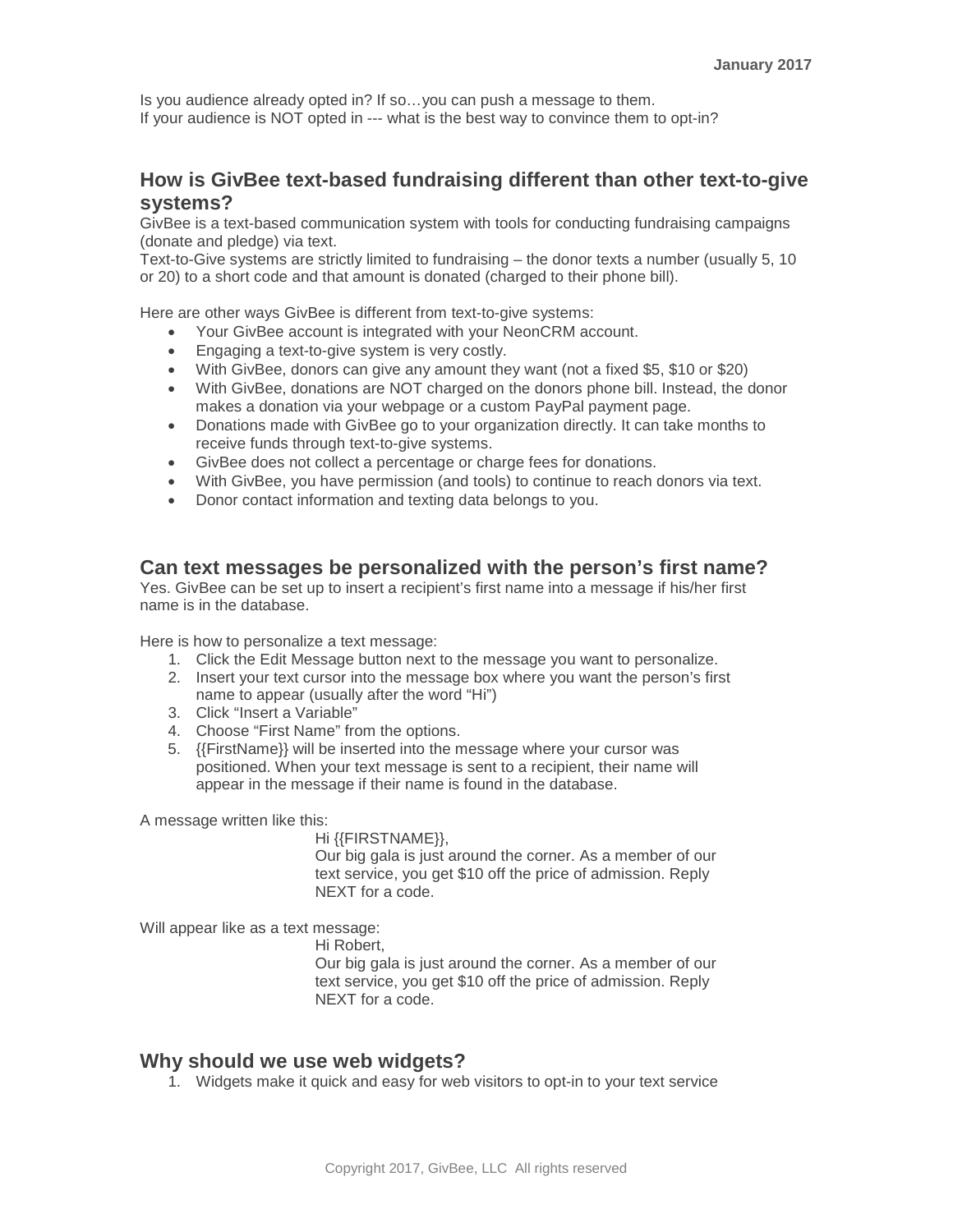Is you audience already opted in? If so…you can push a message to them.
If your audience is NOT opted in --- what is the best way to convince them to opt-in?

## How is GivBee text-based fundraising different than other text-to-give systems?

GivBee is a text-based communication system with tools for conducting fundraising campaigns (donate and pledge) via text.
Text-to-Give systems are strictly limited to fundraising – the donor texts a number (usually 5, 10 or 20) to a short code and that amount is donated (charged to their phone bill).

Here are other ways GivBee is different from text-to-give systems:

- Your GivBee account is integrated with your NeonCRM account.
- Engaging a text-to-give system is very costly.
- With GivBee, donors can give any amount they want (not a fixed $5, $10 or $20)
- With GivBee, donations are NOT charged on the donors phone bill. Instead, the donor makes a donation via your webpage or a custom PayPal payment page.
- Donations made with GivBee go to your organization directly. It can take months to receive funds through text-to-give systems.
- GivBee does not collect a percentage or charge fees for donations.
- With GivBee, you have permission (and tools) to continue to reach donors via text.
- Donor contact information and texting data belongs to you.

## Can text messages be personalized with the person's first name?

Yes. GivBee can be set up to insert a recipient's first name into a message if his/her first name is in the database.

Here is how to personalize a text message:

1. Click the Edit Message button next to the message you want to personalize.
2. Insert your text cursor into the message box where you want the person's first name to appear (usually after the word "Hi")
3. Click "Insert a Variable"
4. Choose "First Name" from the options.
5. {{FirstName}} will be inserted into the message where your cursor was positioned. When your text message is sent to a recipient, their name will appear in the message if their name is found in the database.

A message written like this:

> Hi {{FIRSTNAME}},
> Our big gala is just around the corner. As a member of our text service, you get $10 off the price of admission. Reply NEXT for a code.

Will appear like as a text message:

> Hi Robert,
> Our big gala is just around the corner. As a member of our text service, you get $10 off the price of admission. Reply NEXT for a code.

## Why should we use web widgets?

1. Widgets make it quick and easy for web visitors to opt-in to your text service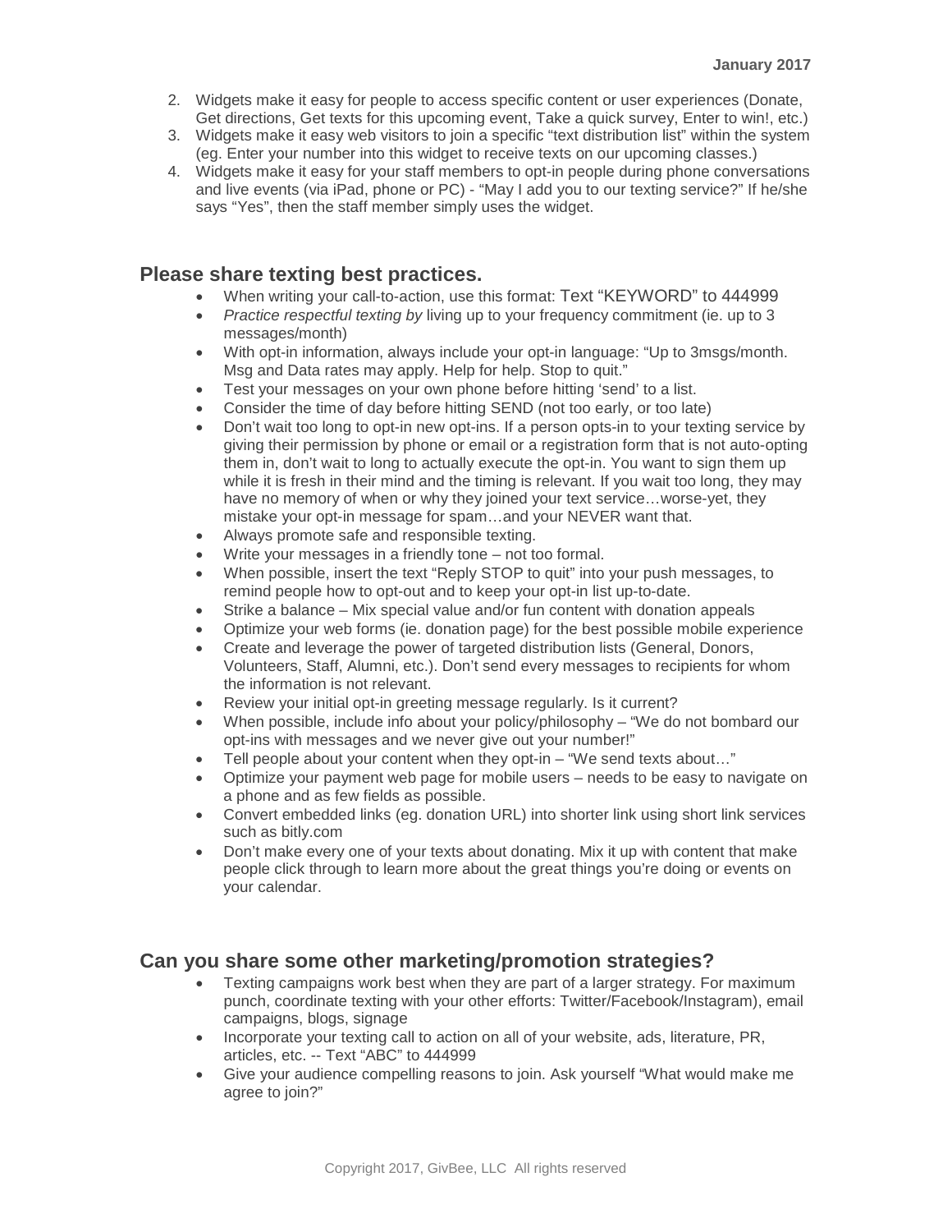2. Widgets make it easy for people to access specific content or user experiences (Donate, Get directions, Get texts for this upcoming event, Take a quick survey, Enter to win!, etc.)
3. Widgets make it easy web visitors to join a specific "text distribution list" within the system (eg. Enter your number into this widget to receive texts on our upcoming classes.)
4. Widgets make it easy for your staff members to opt-in people during phone conversations and live events (via iPad, phone or PC) - "May I add you to our texting service?" If he/she says "Yes", then the staff member simply uses the widget.

## Please share texting best practices.

- When writing your call-to-action, use this format: Text "KEYWORD" to 444999
- *Practice respectful texting by* living up to your frequency commitment (ie. up to 3 messages/month)
- With opt-in information, always include your opt-in language: "Up to 3msgs/month. Msg and Data rates may apply. Help for help. Stop to quit."
- Test your messages on your own phone before hitting 'send' to a list.
- Consider the time of day before hitting SEND (not too early, or too late)
- Don't wait too long to opt-in new opt-ins. If a person opts-in to your texting service by giving their permission by phone or email or a registration form that is not auto-opting them in, don't wait to long to actually execute the opt-in. You want to sign them up while it is fresh in their mind and the timing is relevant. If you wait too long, they may have no memory of when or why they joined your text service…worse-yet, they mistake your opt-in message for spam…and your NEVER want that.
- Always promote safe and responsible texting.
- Write your messages in a friendly tone – not too formal.
- When possible, insert the text "Reply STOP to quit" into your push messages, to remind people how to opt-out and to keep your opt-in list up-to-date.
- Strike a balance – Mix special value and/or fun content with donation appeals
- Optimize your web forms (ie. donation page) for the best possible mobile experience
- Create and leverage the power of targeted distribution lists (General, Donors, Volunteers, Staff, Alumni, etc.). Don't send every messages to recipients for whom the information is not relevant.
- Review your initial opt-in greeting message regularly. Is it current?
- When possible, include info about your policy/philosophy – "We do not bombard our opt-ins with messages and we never give out your number!"
- Tell people about your content when they opt-in – "We send texts about…"
- Optimize your payment web page for mobile users – needs to be easy to navigate on a phone and as few fields as possible.
- Convert embedded links (eg. donation URL) into shorter link using short link services such as bitly.com
- Don't make every one of your texts about donating. Mix it up with content that make people click through to learn more about the great things you're doing or events on your calendar.

## Can you share some other marketing/promotion strategies?

- Texting campaigns work best when they are part of a larger strategy. For maximum punch, coordinate texting with your other efforts: Twitter/Facebook/Instagram), email campaigns, blogs, signage
- Incorporate your texting call to action on all of your website, ads, literature, PR, articles, etc. -- Text "ABC" to 444999
- Give your audience compelling reasons to join. Ask yourself "What would make me agree to join?"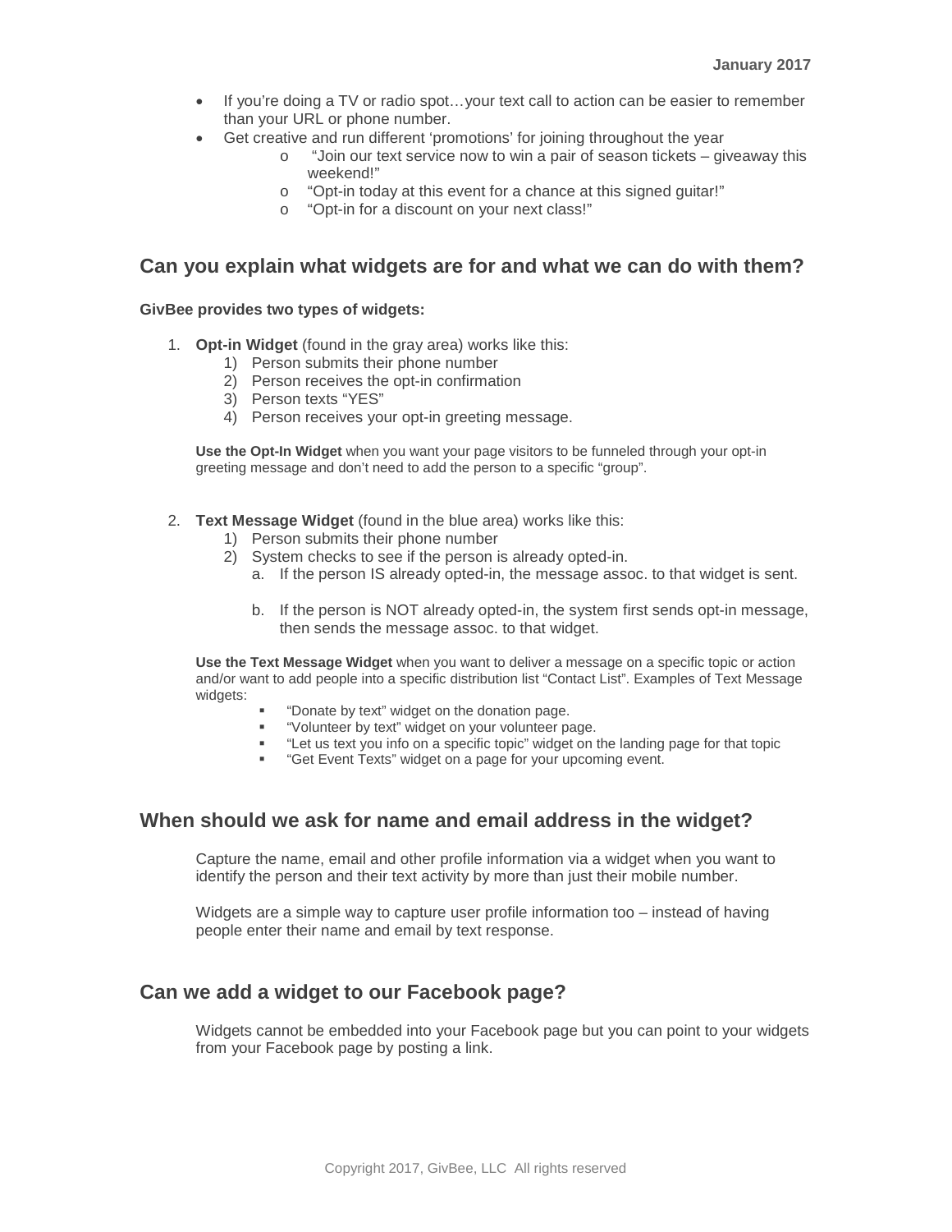- If you're doing a TV or radio spot…your text call to action can be easier to remember than your URL or phone number.
- Get creative and run different 'promotions' for joining throughout the year
  - "Join our text service now to win a pair of season tickets – giveaway this weekend!"
  - "Opt-in today at this event for a chance at this signed guitar!"
  - "Opt-in for a discount on your next class!"

## Can you explain what widgets are for and what we can do with them?

**GivBee provides two types of widgets:**

1. **Opt-in Widget** (found in the gray area) works like this:
   1) Person submits their phone number
   2) Person receives the opt-in confirmation
   3) Person texts "YES"
   4) Person receives your opt-in greeting message.

   **Use the Opt-In Widget** when you want your page visitors to be funneled through your opt-in greeting message and don't need to add the person to a specific "group".

2. **Text Message Widget** (found in the blue area) works like this:
   1) Person submits their phone number
   2) System checks to see if the person is already opted-in.
      a. If the person IS already opted-in, the message assoc. to that widget is sent.
      b. If the person is NOT already opted-in, the system first sends opt-in message, then sends the message assoc. to that widget.

   **Use the Text Message Widget** when you want to deliver a message on a specific topic or action and/or want to add people into a specific distribution list "Contact List". Examples of Text Message widgets:
   - "Donate by text" widget on the donation page.
   - "Volunteer by text" widget on your volunteer page.
   - "Let us text you info on a specific topic" widget on the landing page for that topic
   - "Get Event Texts" widget on a page for your upcoming event.

## When should we ask for name and email address in the widget?

Capture the name, email and other profile information via a widget when you want to identify the person and their text activity by more than just their mobile number.

Widgets are a simple way to capture user profile information too – instead of having people enter their name and email by text response.

## Can we add a widget to our Facebook page?

Widgets cannot be embedded into your Facebook page but you can point to your widgets from your Facebook page by posting a link.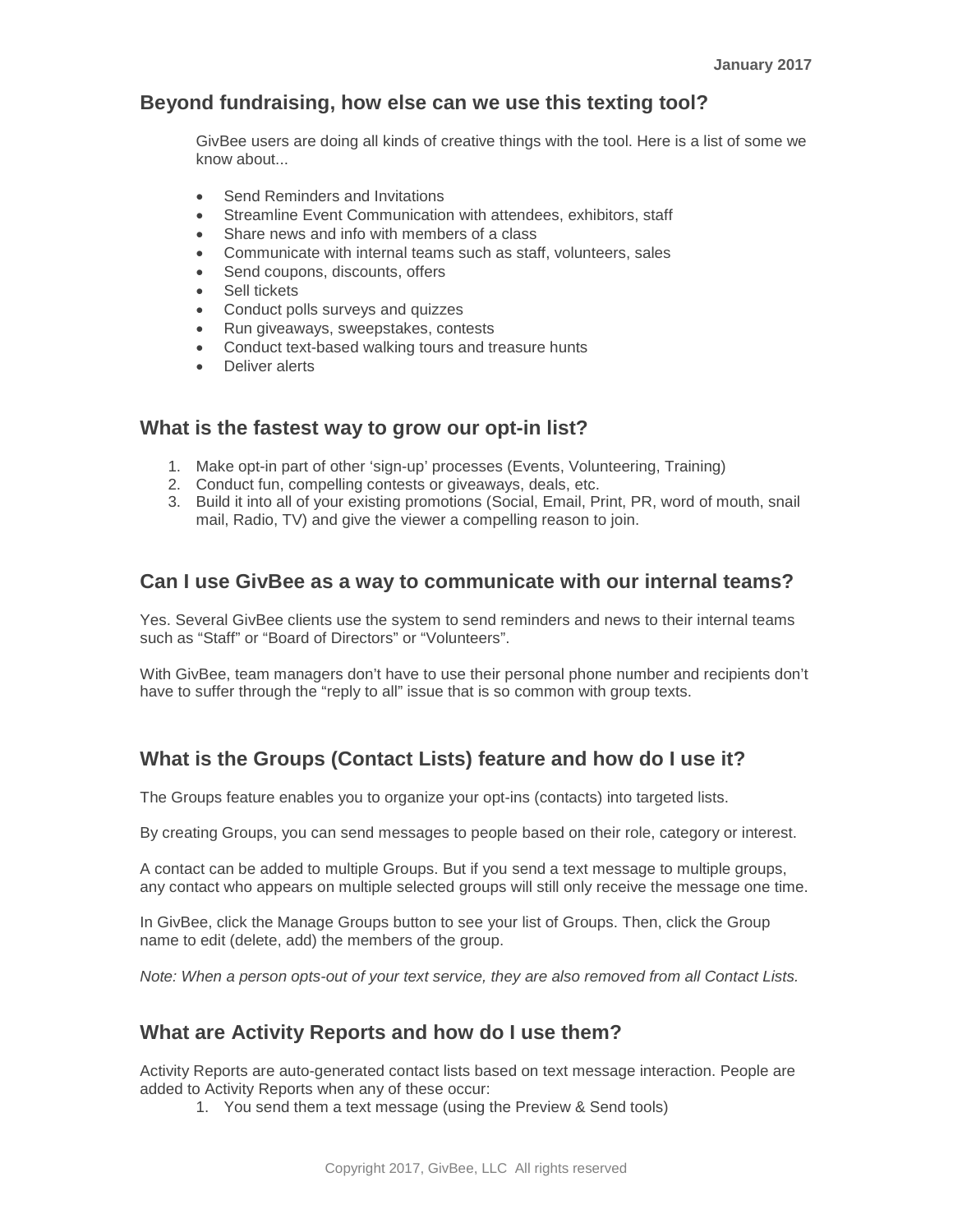## Beyond fundraising, how else can we use this texting tool?

GivBee users are doing all kinds of creative things with the tool. Here is a list of some we know about...

- Send Reminders and Invitations
- Streamline Event Communication with attendees, exhibitors, staff
- Share news and info with members of a class
- Communicate with internal teams such as staff, volunteers, sales
- Send coupons, discounts, offers
- Sell tickets
- Conduct polls surveys and quizzes
- Run giveaways, sweepstakes, contests
- Conduct text-based walking tours and treasure hunts
- Deliver alerts

## What is the fastest way to grow our opt-in list?

1. Make opt-in part of other 'sign-up' processes (Events, Volunteering, Training)
2. Conduct fun, compelling contests or giveaways, deals, etc.
3. Build it into all of your existing promotions (Social, Email, Print, PR, word of mouth, snail mail, Radio, TV) and give the viewer a compelling reason to join.

## Can I use GivBee as a way to communicate with our internal teams?

Yes. Several GivBee clients use the system to send reminders and news to their internal teams such as "Staff" or "Board of Directors" or "Volunteers".

With GivBee, team managers don't have to use their personal phone number and recipients don't have to suffer through the "reply to all" issue that is so common with group texts.

## What is the Groups (Contact Lists) feature and how do I use it?

The Groups feature enables you to organize your opt-ins (contacts) into targeted lists.

By creating Groups, you can send messages to people based on their role, category or interest.

A contact can be added to multiple Groups. But if you send a text message to multiple groups, any contact who appears on multiple selected groups will still only receive the message one time.

In GivBee, click the Manage Groups button to see your list of Groups. Then, click the Group name to edit (delete, add) the members of the group.

*Note: When a person opts-out of your text service, they are also removed from all Contact Lists.*

## What are Activity Reports and how do I use them?

Activity Reports are auto-generated contact lists based on text message interaction. People are added to Activity Reports when any of these occur:

1. You send them a text message (using the Preview & Send tools)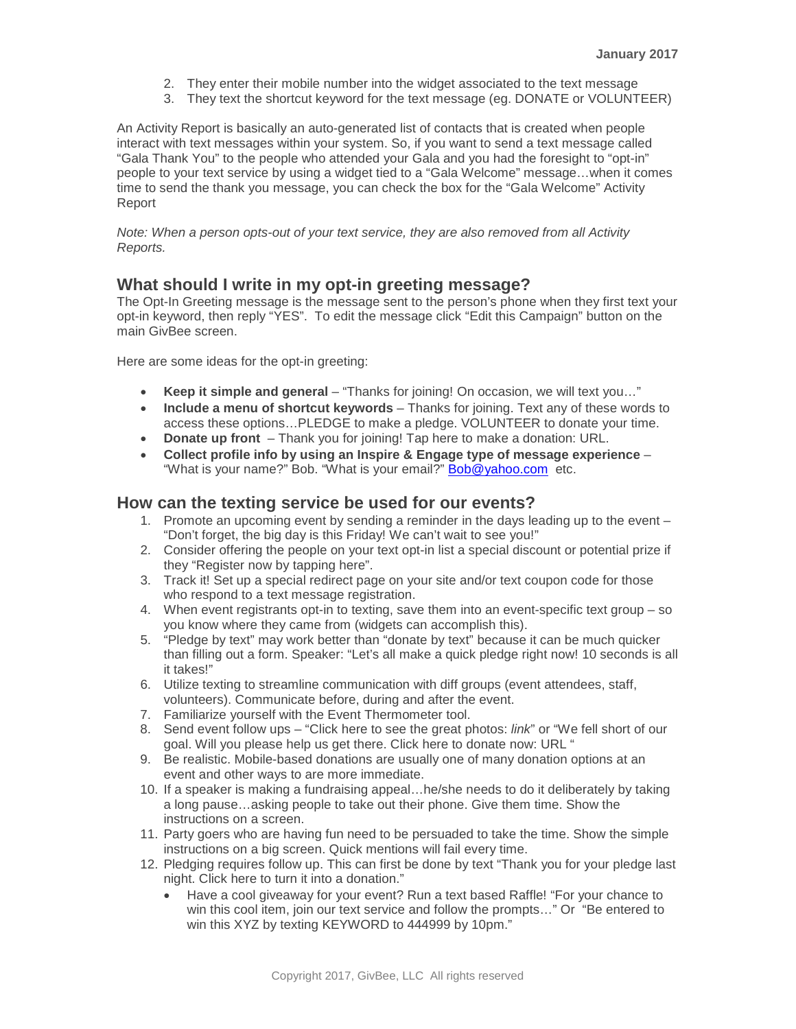2. They enter their mobile number into the widget associated to the text message
3. They text the shortcut keyword for the text message (eg. DONATE or VOLUNTEER)

An Activity Report is basically an auto-generated list of contacts that is created when people interact with text messages within your system. So, if you want to send a text message called "Gala Thank You" to the people who attended your Gala and you had the foresight to "opt-in" people to your text service by using a widget tied to a "Gala Welcome" message…when it comes time to send the thank you message, you can check the box for the "Gala Welcome" Activity Report

*Note: When a person opts-out of your text service, they are also removed from all Activity Reports.*

## What should I write in my opt-in greeting message?

The Opt-In Greeting message is the message sent to the person's phone when they first text your opt-in keyword, then reply "YES". To edit the message click "Edit this Campaign" button on the main GivBee screen.

Here are some ideas for the opt-in greeting:

- **Keep it simple and general** – "Thanks for joining! On occasion, we will text you…"
- **Include a menu of shortcut keywords** – Thanks for joining. Text any of these words to access these options…PLEDGE to make a pledge. VOLUNTEER to donate your time.
- **Donate up front** – Thank you for joining! Tap here to make a donation: URL.
- **Collect profile info by using an Inspire & Engage type of message experience** – "What is your name?" Bob. "What is your email?" Bob@yahoo.com etc.

## How can the texting service be used for our events?

1. Promote an upcoming event by sending a reminder in the days leading up to the event – "Don't forget, the big day is this Friday! We can't wait to see you!"
2. Consider offering the people on your text opt-in list a special discount or potential prize if they "Register now by tapping here".
3. Track it! Set up a special redirect page on your site and/or text coupon code for those who respond to a text message registration.
4. When event registrants opt-in to texting, save them into an event-specific text group – so you know where they came from (widgets can accomplish this).
5. "Pledge by text" may work better than "donate by text" because it can be much quicker than filling out a form. Speaker: "Let's all make a quick pledge right now! 10 seconds is all it takes!"
6. Utilize texting to streamline communication with diff groups (event attendees, staff, volunteers). Communicate before, during and after the event.
7. Familiarize yourself with the Event Thermometer tool.
8. Send event follow ups – "Click here to see the great photos: *link*" or "We fell short of our goal. Will you please help us get there. Click here to donate now: URL "
9. Be realistic. Mobile-based donations are usually one of many donation options at an event and other ways to are more immediate.
10. If a speaker is making a fundraising appeal…he/she needs to do it deliberately by taking a long pause…asking people to take out their phone. Give them time. Show the instructions on a screen.
11. Party goers who are having fun need to be persuaded to take the time. Show the simple instructions on a big screen. Quick mentions will fail every time.
12. Pledging requires follow up. This can first be done by text "Thank you for your pledge last night. Click here to turn it into a donation."
    - Have a cool giveaway for your event? Run a text based Raffle! "For your chance to win this cool item, join our text service and follow the prompts…" Or "Be entered to win this XYZ by texting KEYWORD to 444999 by 10pm."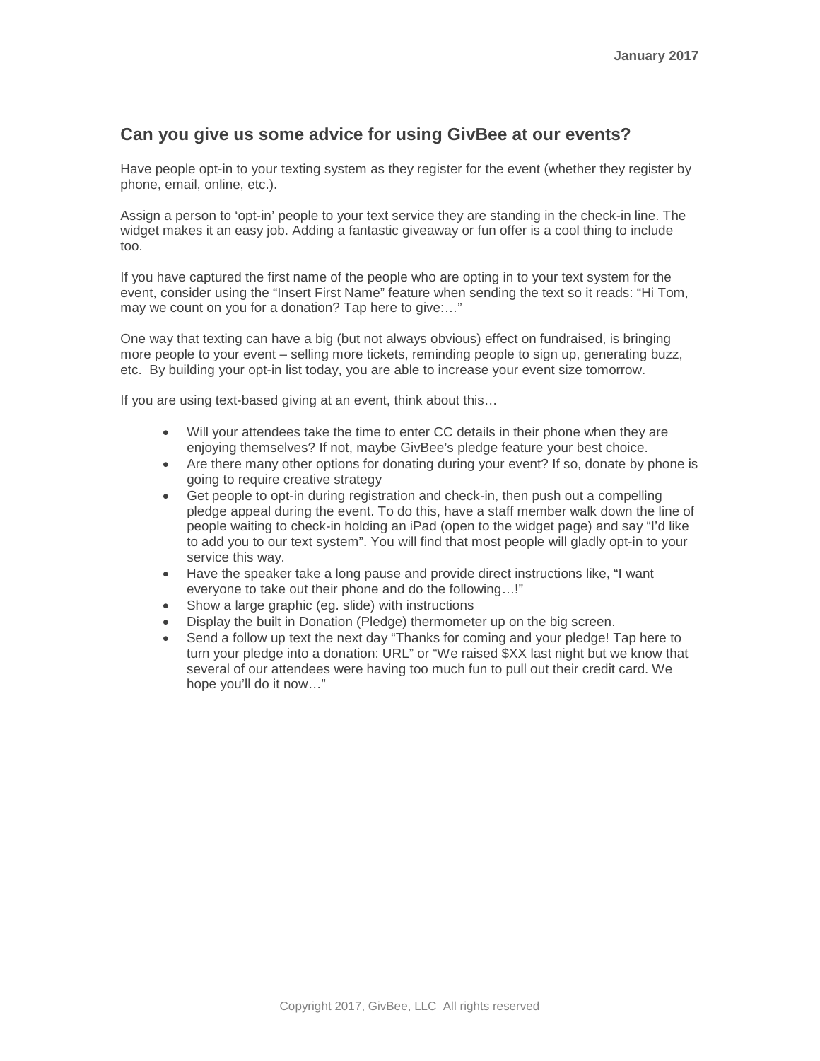## Can you give us some advice for using GivBee at our events?

Have people opt-in to your texting system as they register for the event (whether they register by phone, email, online, etc.).

Assign a person to 'opt-in' people to your text service they are standing in the check-in line. The widget makes it an easy job. Adding a fantastic giveaway or fun offer is a cool thing to include too.

If you have captured the first name of the people who are opting in to your text system for the event, consider using the "Insert First Name" feature when sending the text so it reads: "Hi Tom, may we count on you for a donation? Tap here to give:…"

One way that texting can have a big (but not always obvious) effect on fundraised, is bringing more people to your event – selling more tickets, reminding people to sign up, generating buzz, etc. By building your opt-in list today, you are able to increase your event size tomorrow.

If you are using text-based giving at an event, think about this…

- Will your attendees take the time to enter CC details in their phone when they are enjoying themselves? If not, maybe GivBee's pledge feature your best choice.
- Are there many other options for donating during your event? If so, donate by phone is going to require creative strategy
- Get people to opt-in during registration and check-in, then push out a compelling pledge appeal during the event. To do this, have a staff member walk down the line of people waiting to check-in holding an iPad (open to the widget page) and say "I'd like to add you to our text system". You will find that most people will gladly opt-in to your service this way.
- Have the speaker take a long pause and provide direct instructions like, "I want everyone to take out their phone and do the following…!"
- Show a large graphic (eg. slide) with instructions
- Display the built in Donation (Pledge) thermometer up on the big screen.
- Send a follow up text the next day "Thanks for coming and your pledge! Tap here to turn your pledge into a donation: URL" or "We raised $XX last night but we know that several of our attendees were having too much fun to pull out their credit card. We hope you'll do it now…"